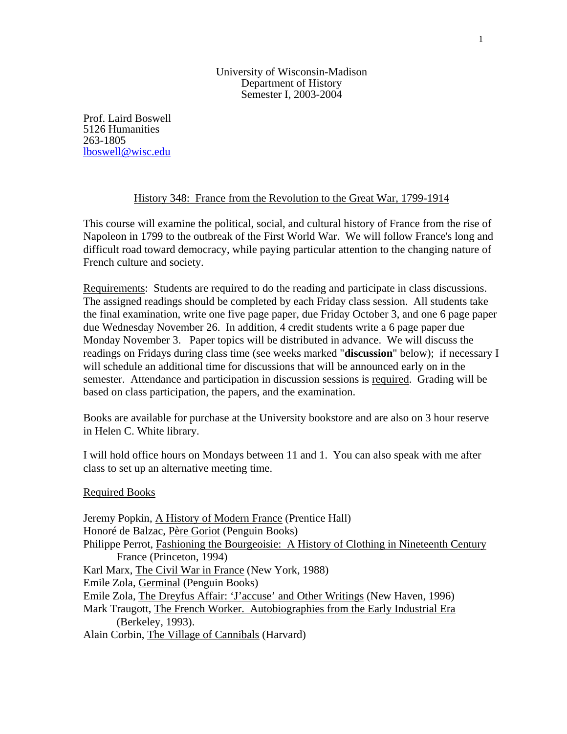University of Wisconsin-Madison
Department of History
Semester I, 2003-2004

Prof. Laird Boswell
5126 Humanities
263-1805
lboswell@wisc.edu

## History 348: France from the Revolution to the Great War, 1799-1914

This course will examine the political, social, and cultural history of France from the rise of Napoleon in 1799 to the outbreak of the First World War. We will follow France's long and difficult road toward democracy, while paying particular attention to the changing nature of French culture and society.

Requirements: Students are required to do the reading and participate in class discussions. The assigned readings should be completed by each Friday class session. All students take the final examination, write one five page paper, due Friday October 3, and one 6 page paper due Wednesday November 26. In addition, 4 credit students write a 6 page paper due Monday November 3. Paper topics will be distributed in advance. We will discuss the readings on Fridays during class time (see weeks marked "**discussion**" below); if necessary I will schedule an additional time for discussions that will be announced early on in the semester. Attendance and participation in discussion sessions is required. Grading will be based on class participation, the papers, and the examination.

Books are available for purchase at the University bookstore and are also on 3 hour reserve in Helen C. White library.

I will hold office hours on Mondays between 11 and 1. You can also speak with me after class to set up an alternative meeting time.

### Required Books

Jeremy Popkin, A History of Modern France (Prentice Hall)
Honoré de Balzac, Père Goriot (Penguin Books)
Philippe Perrot, Fashioning the Bourgeoisie: A History of Clothing in Nineteenth Century France (Princeton, 1994)
Karl Marx, The Civil War in France (New York, 1988)
Emile Zola, Germinal (Penguin Books)
Emile Zola, The Dreyfus Affair: 'J'accuse' and Other Writings (New Haven, 1996)
Mark Traugott, The French Worker. Autobiographies from the Early Industrial Era (Berkeley, 1993).
Alain Corbin, The Village of Cannibals (Harvard)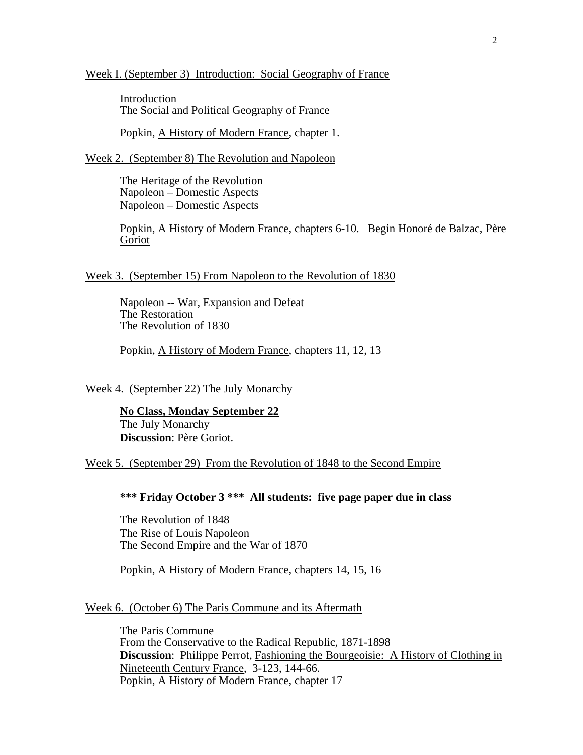Week I. (September 3)  Introduction:  Social Geography of France

Introduction
The Social and Political Geography of France

Popkin, A History of Modern France, chapter 1.

Week 2.  (September 8) The Revolution and Napoleon

The Heritage of the Revolution
Napoleon – Domestic Aspects
Napoleon – Domestic Aspects

Popkin, A History of Modern France, chapters 6-10.   Begin Honoré de Balzac, Père Goriot

Week 3.  (September 15) From Napoleon to the Revolution of 1830

Napoleon -- War, Expansion and Defeat
The Restoration
The Revolution of 1830

Popkin, A History of Modern France, chapters 11, 12, 13

Week 4.  (September 22) The July Monarchy

**No Class, Monday September 22**
The July Monarchy
**Discussion**: Père Goriot.

Week 5.  (September 29)  From the Revolution of 1848 to the Second Empire

**\*\*\* Friday October 3 \*\*\*  All students:  five page paper due in class**

The Revolution of 1848
The Rise of Louis Napoleon
The Second Empire and the War of 1870

Popkin, A History of Modern France, chapters 14, 15, 16

Week 6.  (October 6) The Paris Commune and its Aftermath

The Paris Commune
From the Conservative to the Radical Republic, 1871-1898
**Discussion**:  Philippe Perrot, Fashioning the Bourgeoisie:  A History of Clothing in Nineteenth Century France,  3-123, 144-66.
Popkin, A History of Modern France, chapter 17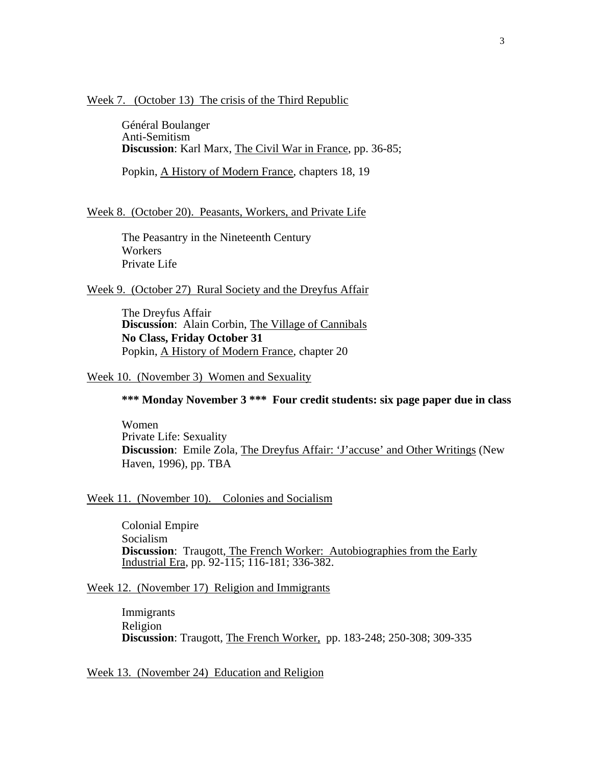Week 7. (October 13) The crisis of the Third Republic

Général Boulanger
Anti-Semitism
**Discussion**: Karl Marx, The Civil War in France, pp. 36-85;

Popkin, A History of Modern France, chapters 18, 19

Week 8. (October 20). Peasants, Workers, and Private Life

The Peasantry in the Nineteenth Century
Workers
Private Life

Week 9. (October 27) Rural Society and the Dreyfus Affair

The Dreyfus Affair
**Discussion**: Alain Corbin, The Village of Cannibals
**No Class, Friday October 31**
Popkin, A History of Modern France, chapter 20

Week 10. (November 3) Women and Sexuality

**\*\*\* Monday November 3 \*\*\* Four credit students: six page paper due in class**

Women
Private Life: Sexuality
**Discussion**: Emile Zola, The Dreyfus Affair: 'J'accuse' and Other Writings (New Haven, 1996), pp. TBA

Week 11. (November 10). Colonies and Socialism

Colonial Empire
Socialism
**Discussion**: Traugott, The French Worker: Autobiographies from the Early Industrial Era, pp. 92-115; 116-181; 336-382.

Week 12. (November 17) Religion and Immigrants

Immigrants
Religion
**Discussion**: Traugott, The French Worker, pp. 183-248; 250-308; 309-335

Week 13. (November 24) Education and Religion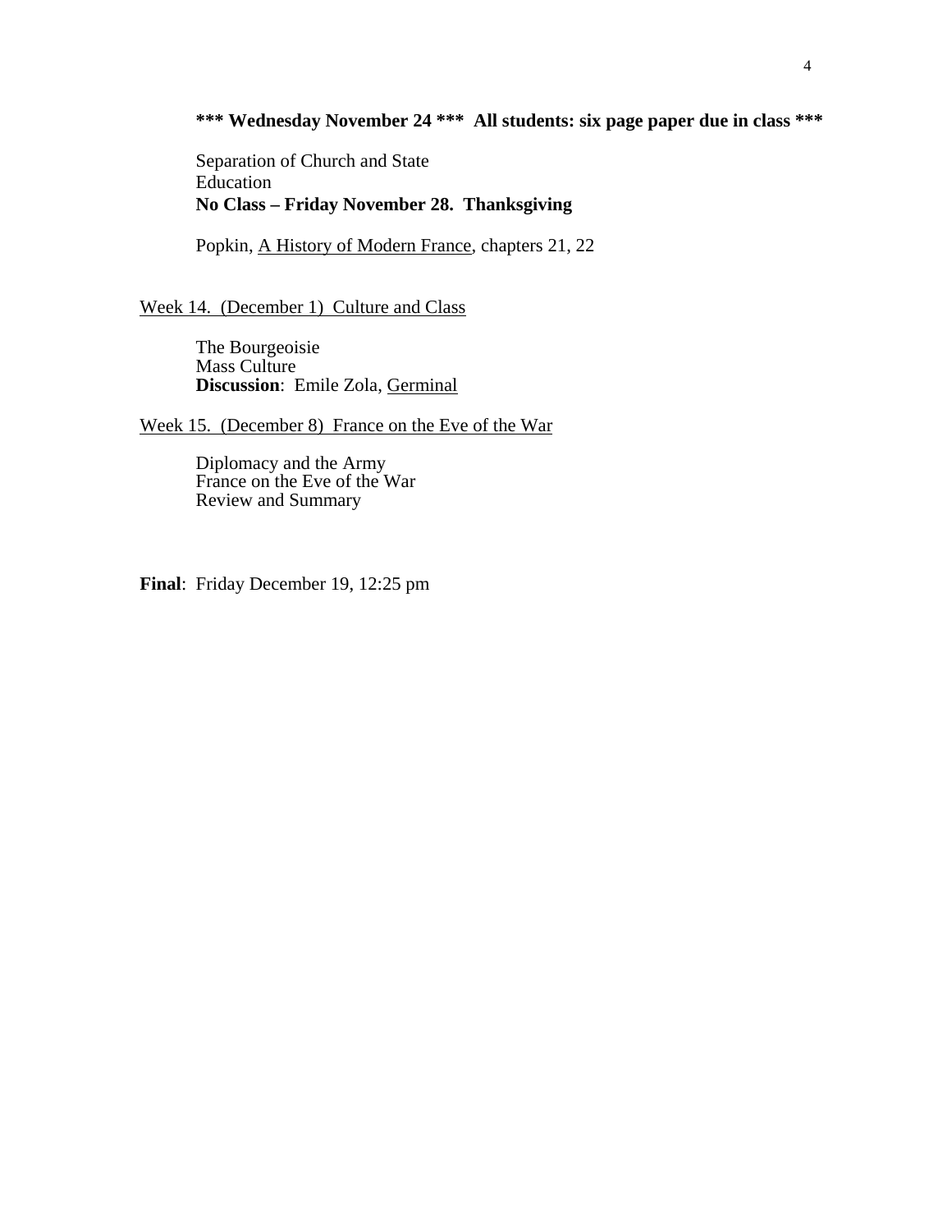**\*\*\* Wednesday November 24 \*\*\*  All students: six page paper due in class \*\*\***

Separation of Church and State
Education
**No Class – Friday November 28.  Thanksgiving**

Popkin, A History of Modern France, chapters 21, 22

Week 14.  (December 1)  Culture and Class

The Bourgeoisie
Mass Culture
**Discussion**:  Emile Zola, Germinal

Week 15.  (December 8)  France on the Eve of the War

Diplomacy and the Army
France on the Eve of the War
Review and Summary

**Final**:  Friday December 19, 12:25 pm